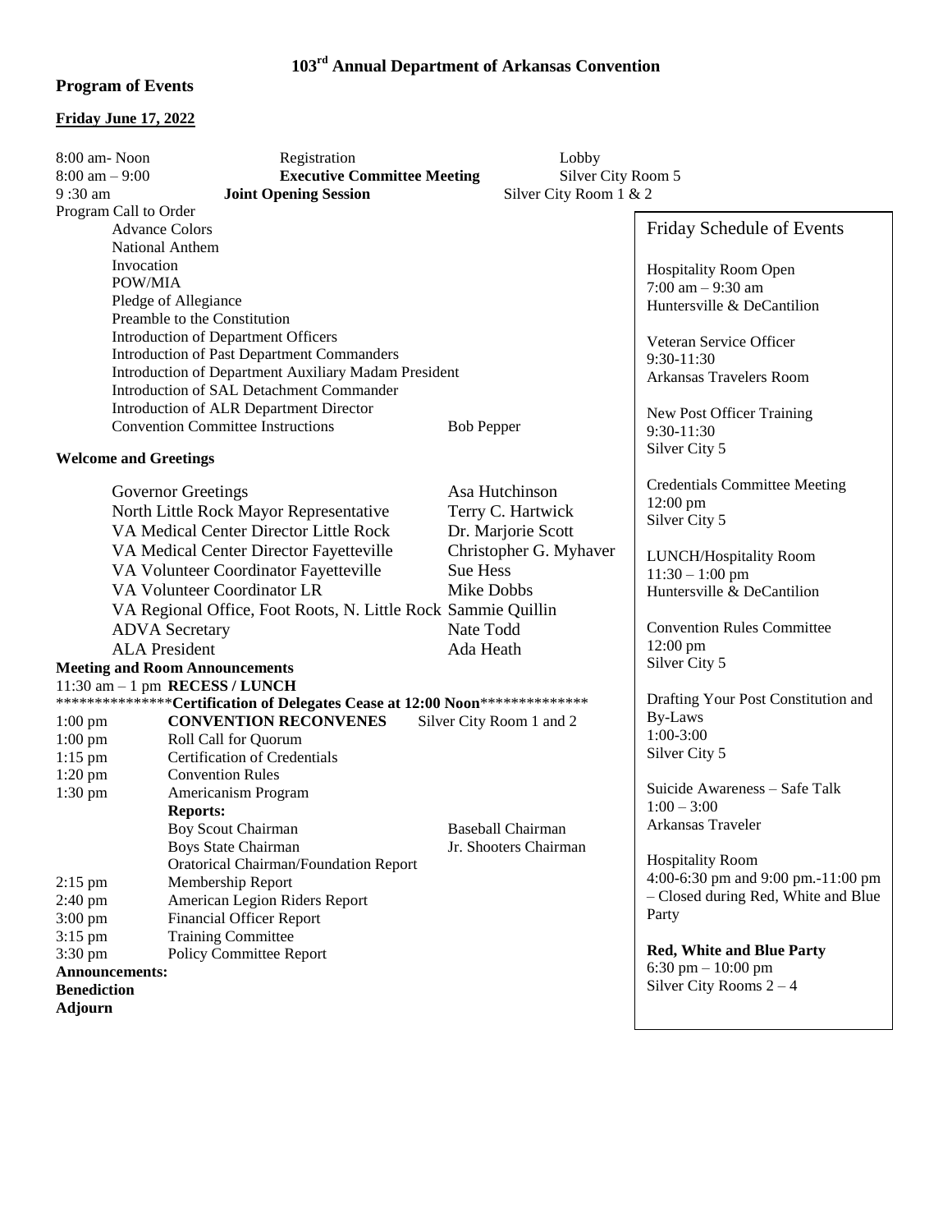# 103rd Annual Department of Arkansas Convention

## Program of Events

### Friday June 17, 2022

8:00 am- Noon — Registration — Lobby

8:00 am – 9:00 — **Executive Committee Meeting** — Silver City Room 5

9 :30 am — **Joint Opening Session** — Silver City Room 1 & 2

Program Call to Order

- Advance Colors
- National Anthem
- Invocation
- POW/MIA
- Pledge of Allegiance
- Preamble to the Constitution
- Introduction of Department Officers
- Introduction of Past Department Commanders
- Introduction of Department Auxiliary Madam President
- Introduction of SAL Detachment Commander
- Introduction of ALR Department Director
- Convention Committee Instructions — Bob Pepper

**Welcome and Greetings**

| | |
|---|---|
| Governor Greetings | Asa Hutchinson |
| North Little Rock Mayor Representative | Terry C. Hartwick |
| VA Medical Center Director Little Rock | Dr. Marjorie Scott |
| VA Medical Center Director Fayetteville | Christopher G. Myhaver |
| VA Volunteer Coordinator Fayetteville | Sue Hess |
| VA Volunteer Coordinator LR | Mike Dobbs |
| VA Regional Office, Foot Roots, N. Little Rock | Sammie Quillin |
| ADVA Secretary | Nate Todd |
| ALA President | Ada Heath |

**Meeting and Room Announcements**

11:30 am – 1 pm **RECESS / LUNCH**

***************Certification of Delegates Cease at 12:00 Noon**************

| | | |
|---|---|---|
| 1:00 pm | **CONVENTION RECONVENES** | Silver City Room 1 and 2 |
| 1:00 pm | Roll Call for Quorum | |
| 1:15 pm | Certification of Credentials | |
| 1:20 pm | Convention Rules | |
| 1:30 pm | Americanism Program | |
| | **Reports:** | |
| | Boy Scout Chairman | Baseball Chairman |
| | Boys State Chairman | Jr. Shooters Chairman |
| | Oratorical Chairman/Foundation Report | |
| 2:15 pm | Membership Report | |
| 2:40 pm | American Legion Riders Report | |
| 3:00 pm | Financial Officer Report | |
| 3:15 pm | Training Committee | |
| 3:30 pm | Policy Committee Report | |

**Announcements:**

**Benediction**

**Adjourn**

### Friday Schedule of Events

Hospitality Room Open
7:00 am – 9:30 am
Huntersville & DeCantilion

Veteran Service Officer
9:30-11:30
Arkansas Travelers Room

New Post Officer Training
9:30-11:30
Silver City 5

Credentials Committee Meeting
12:00 pm
Silver City 5

LUNCH/Hospitality Room
11:30 – 1:00 pm
Huntersville & DeCantilion

Convention Rules Committee
12:00 pm
Silver City 5

Drafting Your Post Constitution and By-Laws
1:00-3:00
Silver City 5

Suicide Awareness – Safe Talk
1:00 – 3:00
Arkansas Traveler

Hospitality Room
4:00-6:30 pm and 9:00 pm.-11:00 pm – Closed during Red, White and Blue Party

**Red, White and Blue Party**
6:30 pm – 10:00 pm
Silver City Rooms 2 – 4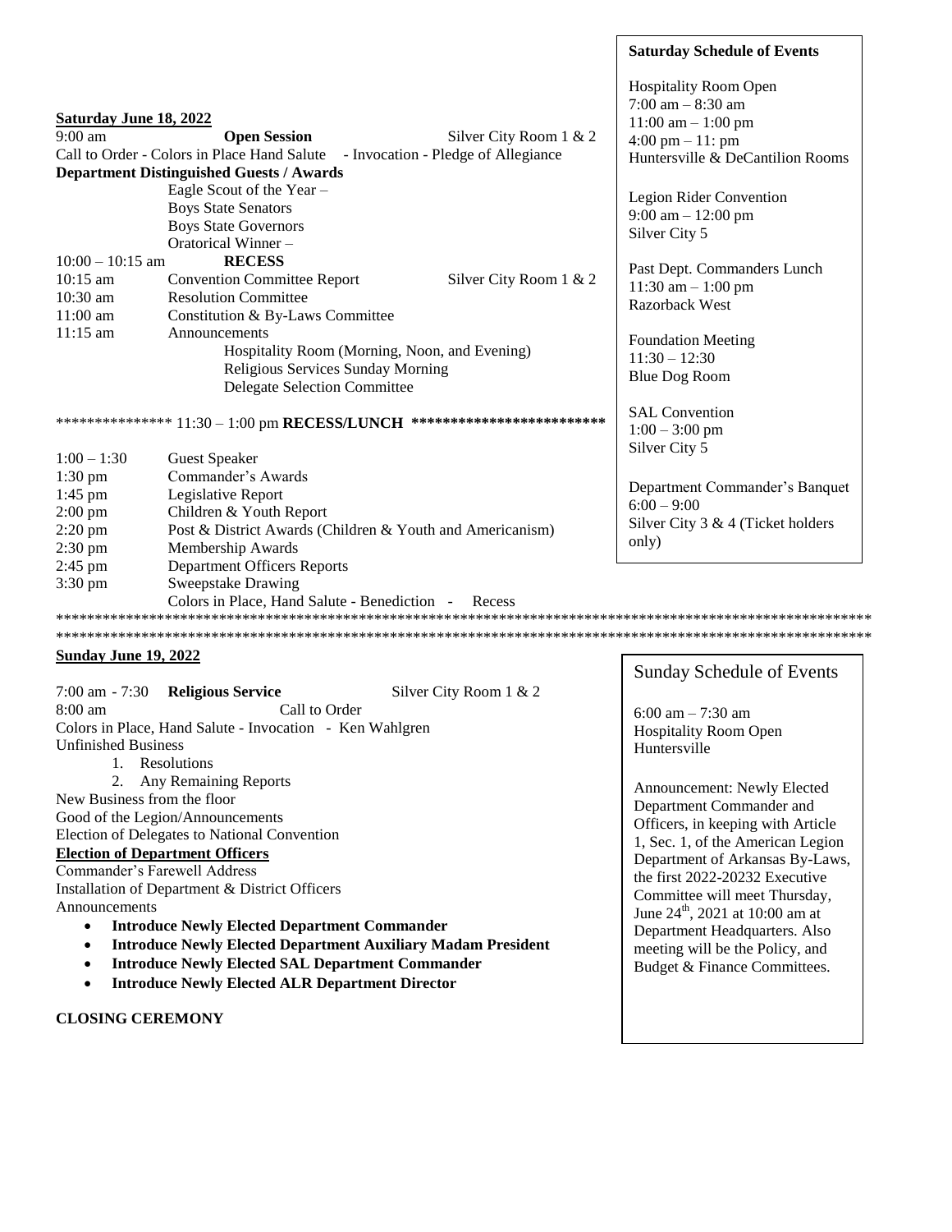**Saturday June 18, 2022**

9:00 am **Open Session** Silver City Room 1 & 2

Call to Order - Colors in Place Hand Salute - Invocation - Pledge of Allegiance

**Department Distinguished Guests / Awards**

Eagle Scout of the Year –
Boys State Senators
Boys State Governors
Oratorical Winner –

10:00 – 10:15 am **RECESS**

10:15 am Convention Committee Report Silver City Room 1 & 2
10:30 am Resolution Committee
11:00 am Constitution & By-Laws Committee
11:15 am Announcements
Hospitality Room (Morning, Noon, and Evening)
Religious Services Sunday Morning
Delegate Selection Committee

*************** 11:30 – 1:00 pm **RECESS/LUNCH** *************************

1:00 – 1:30 Guest Speaker
1:30 pm Commander's Awards
1:45 pm Legislative Report
2:00 pm Children & Youth Report
2:20 pm Post & District Awards (Children & Youth and Americanism)
2:30 pm Membership Awards
2:45 pm Department Officers Reports
3:30 pm Sweepstake Drawing
Colors in Place, Hand Salute - Benediction - Recess

**Saturday Schedule of Events**

Hospitality Room Open
7:00 am – 8:30 am
11:00 am – 1:00 pm
4:00 pm – 11: pm
Huntersville & DeCantilion Rooms

Legion Rider Convention
9:00 am – 12:00 pm
Silver City 5

Past Dept. Commanders Lunch
11:30 am – 1:00 pm
Razorback West

Foundation Meeting
11:30 – 12:30
Blue Dog Room

SAL Convention
1:00 – 3:00 pm
Silver City 5

Department Commander's Banquet
6:00 – 9:00
Silver City 3 & 4 (Ticket holders only)

*************************************************************************************************************

*************************************************************************************************************

**Sunday June 19, 2022**

7:00 am - 7:30 **Religious Service** Silver City Room 1 & 2

8:00 am Call to Order

Colors in Place, Hand Salute - Invocation - Ken Wahlgren

Unfinished Business

1. Resolutions
2. Any Remaining Reports

New Business from the floor

Good of the Legion/Announcements

Election of Delegates to National Convention

**Election of Department Officers**

Commander's Farewell Address

Installation of Department & District Officers

Announcements

- **Introduce Newly Elected Department Commander**
- **Introduce Newly Elected Department Auxiliary Madam President**
- **Introduce Newly Elected SAL Department Commander**
- **Introduce Newly Elected ALR Department Director**

**CLOSING CEREMONY**

Sunday Schedule of Events

6:00 am – 7:30 am
Hospitality Room Open
Huntersville

Announcement: Newly Elected Department Commander and Officers, in keeping with Article 1, Sec. 1, of the American Legion Department of Arkansas By-Laws, the first 2022-20232 Executive Committee will meet Thursday, June 24th, 2021 at 10:00 am at Department Headquarters. Also meeting will be the Policy, and Budget & Finance Committees.